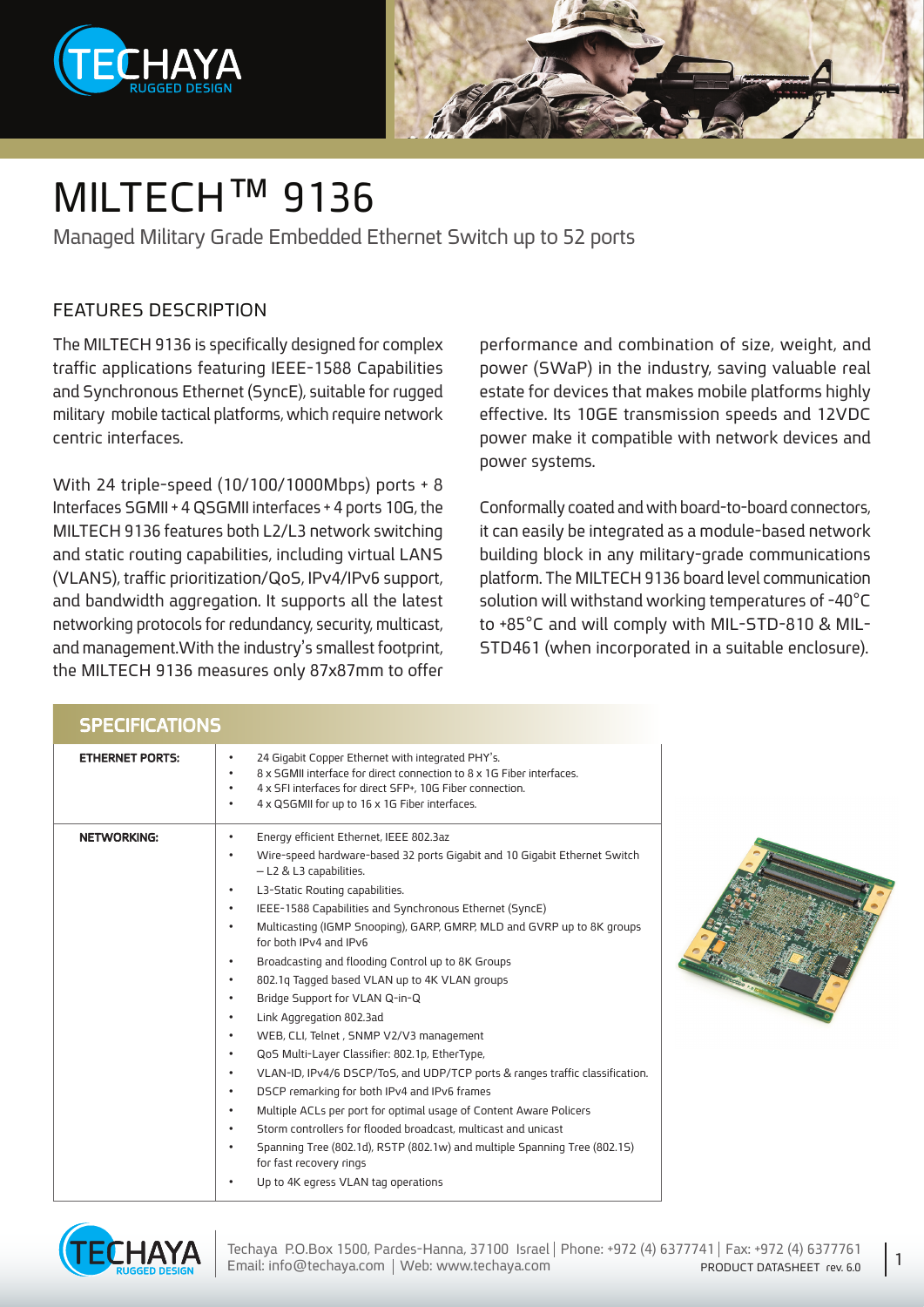# MILTECH™ 9136

Managed Military Grade Embedded Ethernet Switch up to 52 ports

## FEATURES DESCRIPTION

The MILTECH 9136 is specifically designed for complex traffic applications featuring IEEE-1588 Capabilities and Synchronous Ethernet (SyncE), suitable for rugged military mobile tactical platforms, which require network centric interfaces.

With 24 triple-speed (10/100/1000Mbps) ports + 8 Interfaces SGMII + 4 QSGMII interfaces + 4 ports 10G, the MILTECH 9136 features both L2/L3 network switching and static routing capabilities, including virtual LANS (VLANS), traffic prioritization/QoS, IPv4/IPv6 support, and bandwidth aggregation. It supports all the latest networking protocols for redundancy, security, multicast, and management.With the industry's smallest footprint, the MILTECH 9136 measures only 87x87mm to offer performance and combination of size, weight, and power (SWaP) in the industry, saving valuable real estate for devices that makes mobile platforms highly effective. Its 10GE transmission speeds and 12VDC power make it compatible with network devices and power systems.

Conformally coated and with board-to-board connectors, it can easily be integrated as a module-based network building block in any military-grade communications platform. The MILTECH 9136 board level communication solution will withstand working temperatures of -40°C to +85°C and will comply with MIL-STD-810 & MIL-STD461 (when incorporated in a suitable enclosure).

## SPECIFICATIONS

| | |
|---|---|
| **ETHERNET PORTS:** | • 24 Gigabit Copper Ethernet with integrated PHY's.<br>• 8 x SGMII interface for direct connection to 8 x 1G Fiber interfaces.<br>• 4 x SFI interfaces for direct SFP+, 10G Fiber connection.<br>• 4 x QSGMII for up to 16 x 1G Fiber interfaces. |
| **NETWORKING:** | • Energy efficient Ethernet, IEEE 802.3az<br>• Wire-speed hardware-based 32 ports Gigabit and 10 Gigabit Ethernet Switch – L2 & L3 capabilities.<br>• L3-Static Routing capabilities.<br>• IEEE-1588 Capabilities and Synchronous Ethernet (SyncE)<br>• Multicasting (IGMP Snooping), GARP, GMRP, MLD and GVRP up to 8K groups for both IPv4 and IPv6<br>• Broadcasting and flooding Control up to 8K Groups<br>• 802.1q Tagged based VLAN up to 4K VLAN groups<br>• Bridge Support for VLAN Q-in-Q<br>• Link Aggregation 802.3ad<br>• WEB, CLI, Telnet , SNMP V2/V3 management<br>• QoS Multi-Layer Classifier: 802.1p, EtherType,<br>• VLAN-ID, IPv4/6 DSCP/ToS, and UDP/TCP ports & ranges traffic classification.<br>• DSCP remarking for both IPv4 and IPv6 frames<br>• Multiple ACLs per port for optimal usage of Content Aware Policers<br>• Storm controllers for flooded broadcast, multicast and unicast<br>• Spanning Tree (802.1d), RSTP (802.1w) and multiple Spanning Tree (802.1S) for fast recovery rings<br>• Up to 4K egress VLAN tag operations |

Techaya P.O.Box 1500, Pardes-Hanna, 37100 Israel | Phone: +972 (4) 6377741 | Fax: +972 (4) 6377761
Email: info@techaya.com | Web: www.techaya.com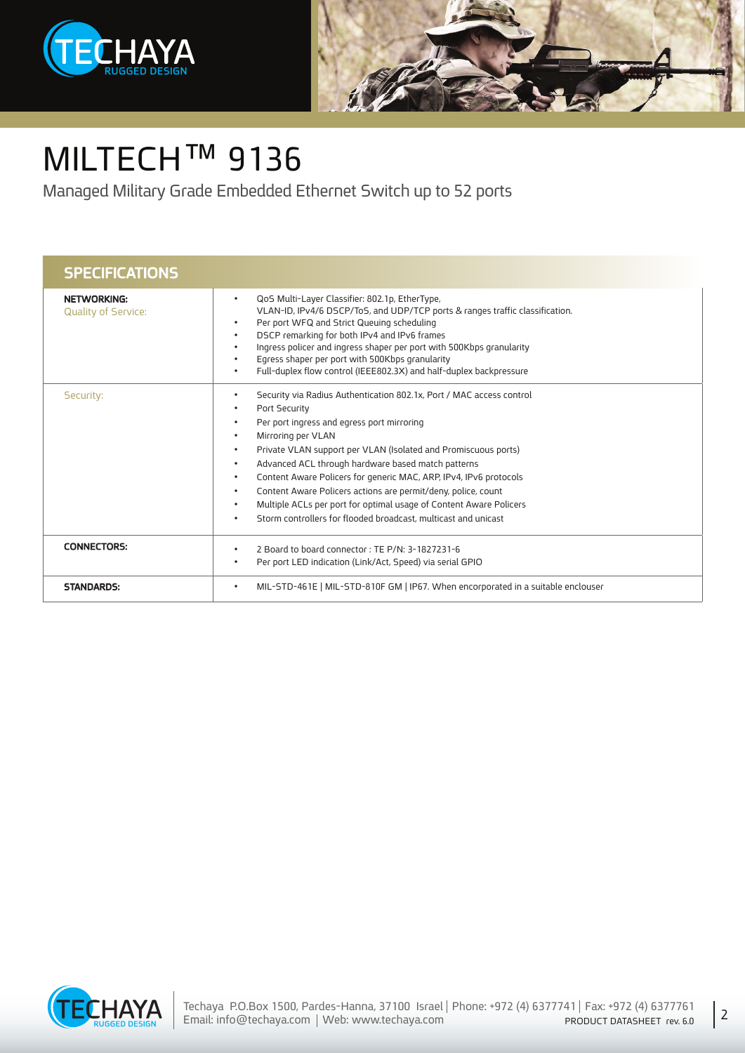# MILTECH™ 9136

Managed Military Grade Embedded Ethernet Switch up to 52 ports

## SPECIFICATIONS

| | |
|---|---|
| **NETWORKING:** Quality of Service: | • QoS Multi-Layer Classifier: 802.1p, EtherType, VLAN-ID, IPv4/6 DSCP/ToS, and UDP/TCP ports & ranges traffic classification. <br> • Per port WFQ and Strict Queuing scheduling <br> • DSCP remarking for both IPv4 and IPv6 frames <br> • Ingress policer and ingress shaper per port with 500Kbps granularity <br> • Egress shaper per port with 500Kbps granularity <br> • Full-duplex flow control (IEEE802.3X) and half-duplex backpressure |
| Security: | • Security via Radius Authentication 802.1x, Port / MAC access control <br> • Port Security <br> • Per port ingress and egress port mirroring <br> • Mirroring per VLAN <br> • Private VLAN support per VLAN (Isolated and Promiscuous ports) <br> • Advanced ACL through hardware based match patterns <br> • Content Aware Policers for generic MAC, ARP, IPv4, IPv6 protocols <br> • Content Aware Policers actions are permit/deny, police, count <br> • Multiple ACLs per port for optimal usage of Content Aware Policers <br> • Storm controllers for flooded broadcast, multicast and unicast |
| **CONNECTORS:** | • 2 Board to board connector : TE P/N: 3-1827231-6 <br> • Per port LED indication (Link/Act, Speed) via serial GPIO |
| **STANDARDS:** | • MIL-STD-461E \| MIL-STD-810F GM \| IP67. When encorporated in a suitable enclouser |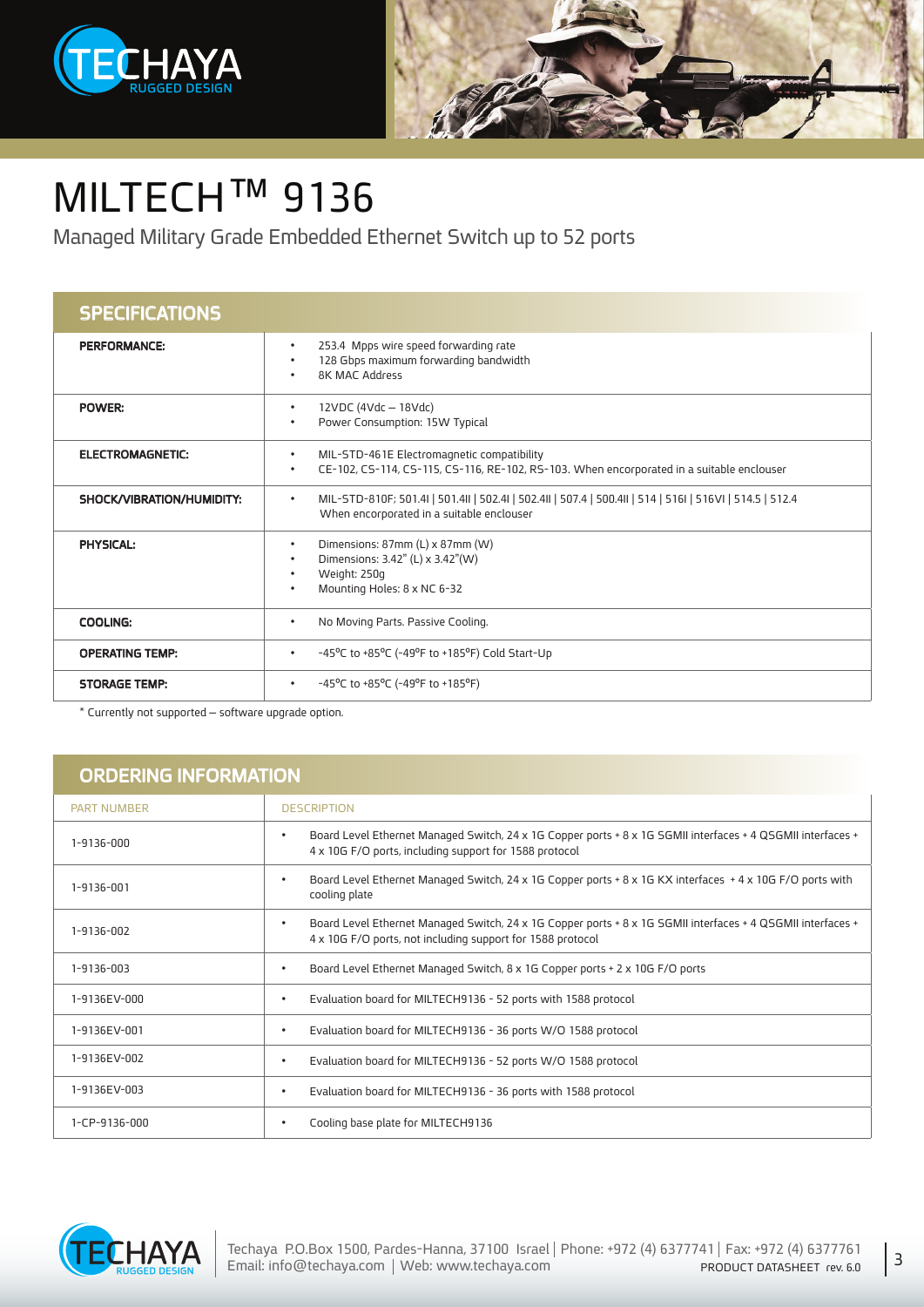# MILTECH™ 9136

Managed Military Grade Embedded Ethernet Switch up to 52 ports

## SPECIFICATIONS

| | |
|---|---|
| **PERFORMANCE:** | • 253.4 Mpps wire speed forwarding rate<br>• 128 Gbps maximum forwarding bandwidth<br>• 8K MAC Address |
| **POWER:** | • 12VDC (4Vdc – 18Vdc)<br>• Power Consumption: 15W Typical |
| **ELECTROMAGNETIC:** | • MIL-STD-461E Electromagnetic compatibility<br>• CE-102, CS-114, CS-115, CS-116, RE-102, RS-103. When encorporated in a suitable enclouser |
| **SHOCK/VIBRATION/HUMIDITY:** | • MIL-STD-810F; 501.4I \| 501.4II \| 502.4I \| 502.4II \| 507.4 \| 500.4II \| 514 \| 516I \| 516VI \| 514.5 \| 512.4 When encorporated in a suitable enclouser |
| **PHYSICAL:** | • Dimensions: 87mm (L) x 87mm (W)<br>• Dimensions: 3.42" (L) x 3.42"(W)<br>• Weight: 250g<br>• Mounting Holes: 8 x NC 6-32 |
| **COOLING:** | • No Moving Parts. Passive Cooling. |
| **OPERATING TEMP:** | • -45°C to +85°C (-49°F to +185°F) Cold Start-Up |
| **STORAGE TEMP:** | • -45°C to +85°C (-49°F to +185°F) |

* Currently not supported – software upgrade option.

## ORDERING INFORMATION

| PART NUMBER | DESCRIPTION |
|---|---|
| 1-9136-000 | • Board Level Ethernet Managed Switch, 24 x 1G Copper ports + 8 x 1G SGMII interfaces + 4 QSGMII interfaces + 4 x 10G F/O ports, including support for 1588 protocol |
| 1-9136-001 | • Board Level Ethernet Managed Switch, 24 x 1G Copper ports + 8 x 1G KX interfaces + 4 x 10G F/O ports with cooling plate |
| 1-9136-002 | • Board Level Ethernet Managed Switch, 24 x 1G Copper ports + 8 x 1G SGMII interfaces + 4 QSGMII interfaces + 4 x 10G F/O ports, not including support for 1588 protocol |
| 1-9136-003 | • Board Level Ethernet Managed Switch, 8 x 1G Copper ports + 2 x 10G F/O ports |
| 1-9136EV-000 | • Evaluation board for MILTECH9136 - 52 ports with 1588 protocol |
| 1-9136EV-001 | • Evaluation board for MILTECH9136 - 36 ports W/O 1588 protocol |
| 1-9136EV-002 | • Evaluation board for MILTECH9136 - 52 ports W/O 1588 protocol |
| 1-9136EV-003 | • Evaluation board for MILTECH9136 - 36 ports with 1588 protocol |
| 1-CP-9136-000 | • Cooling base plate for MILTECH9136 |

Techaya P.O.Box 1500, Pardes-Hanna, 37100 Israel | Phone: +972 (4) 6377741 | Fax: +972 (4) 6377761
Email: info@techaya.com | Web: www.techaya.com